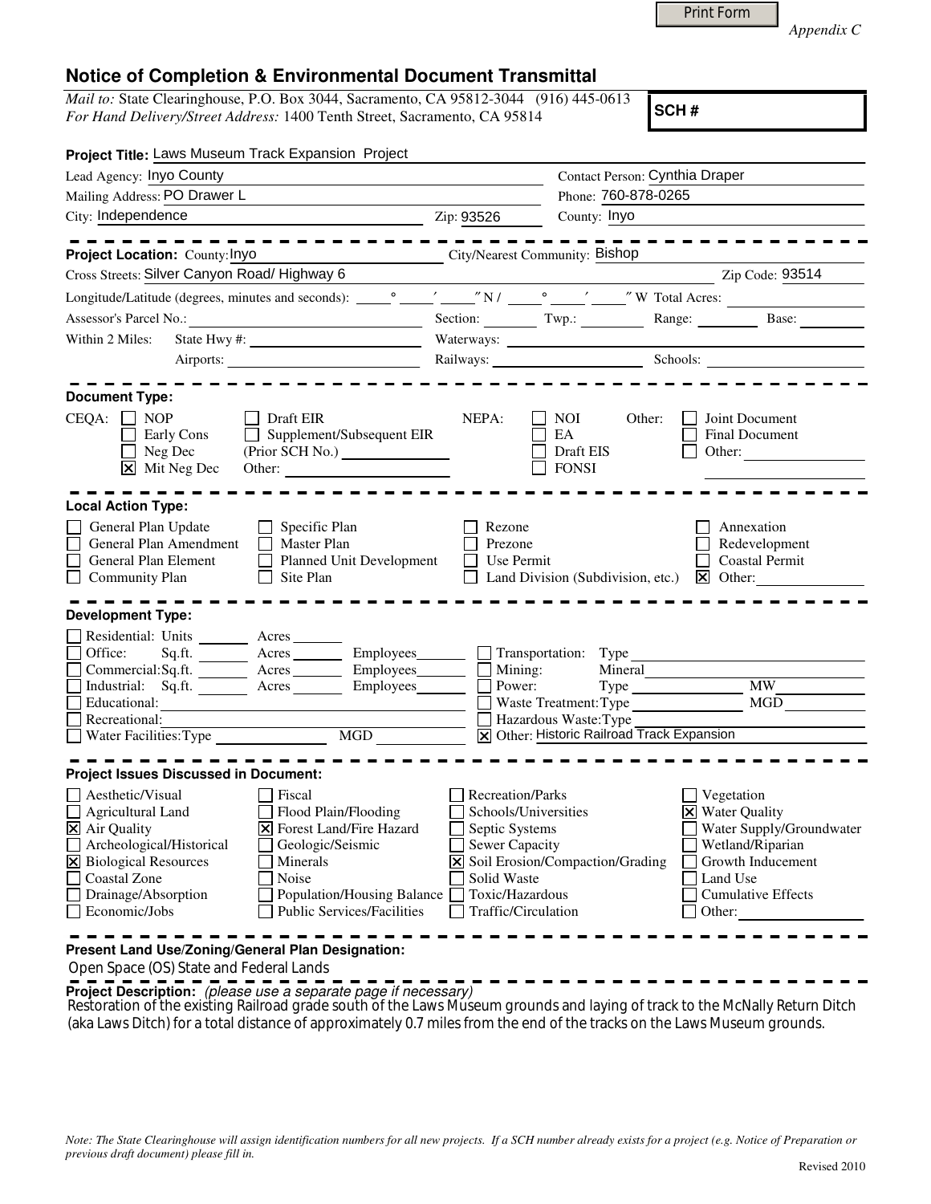Appendix C

# Notice of Completion & Environmental Document Transmittal

*Mail to:* State Clearinghouse, P.O. Box 3044, Sacramento, CA 95812-3044 (916) 445-0613
*For Hand Delivery/Street Address:* 1400 Tenth Street, Sacramento, CA 95814

**SCH #**

**Project Title:** Laws Museum Track Expansion Project

Lead Agency: Inyo County
Contact Person: Cynthia Draper

Mailing Address: PO Drawer L
Phone: 760-878-0265

City: Independence
Zip: 93526
County: Inyo

---

**Project Location:** County: Inyo
City/Nearest Community: Bishop

Cross Streets: Silver Canyon Road/ Highway 6
Zip Code: 93514

Longitude/Latitude (degrees, minutes and seconds): ____° ____′ ____″ N / ____° ____′ ____″ W Total Acres:

Assessor's Parcel No.:
Section: Twp.: Range: Base:

Within 2 Miles: State Hwy #: Waterways:

Airports: Railways: Schools:

---

**Document Type:**

CEQA:
- [ ] NOP
- [ ] Early Cons
- [ ] Neg Dec
- [x] Mit Neg Dec
- [ ] Draft EIR
- [ ] Supplement/Subsequent EIR (Prior SCH No.)
- Other:

NEPA:
- [ ] NOI
- [ ] EA
- [ ] Draft EIS
- [ ] FONSI

Other:
- [ ] Joint Document
- [ ] Final Document
- [ ] Other:

---

**Local Action Type:**

- [ ] General Plan Update
- [ ] General Plan Amendment
- [ ] General Plan Element
- [ ] Community Plan
- [ ] Specific Plan
- [ ] Master Plan
- [ ] Planned Unit Development
- [ ] Site Plan
- [ ] Rezone
- [ ] Prezone
- [ ] Use Permit
- [ ] Land Division (Subdivision, etc.)
- [ ] Annexation
- [ ] Redevelopment
- [ ] Coastal Permit
- [x] Other:

---

**Development Type:**

- [ ] Residential: Units Acres
- [ ] Office: Sq.ft. Acres Employees
- [ ] Commercial: Sq.ft. Acres Employees
- [ ] Industrial: Sq.ft. Acres Employees
- [ ] Educational:
- [ ] Recreational:
- [ ] Water Facilities: Type MGD
- [ ] Transportation: Type
- [ ] Mining: Mineral
- [ ] Power: Type MW
- [ ] Waste Treatment: Type MGD
- [ ] Hazardous Waste: Type
- [x] Other: Historic Railroad Track Expansion

---

**Project Issues Discussed in Document:**

- [ ] Aesthetic/Visual
- [ ] Agricultural Land
- [x] Air Quality
- [ ] Archeological/Historical
- [x] Biological Resources
- [ ] Coastal Zone
- [ ] Drainage/Absorption
- [ ] Economic/Jobs
- [ ] Fiscal
- [ ] Flood Plain/Flooding
- [x] Forest Land/Fire Hazard
- [ ] Geologic/Seismic
- [ ] Minerals
- [ ] Noise
- [ ] Population/Housing Balance
- [ ] Public Services/Facilities
- [ ] Recreation/Parks
- [ ] Schools/Universities
- [ ] Septic Systems
- [ ] Sewer Capacity
- [x] Soil Erosion/Compaction/Grading
- [ ] Solid Waste
- [ ] Toxic/Hazardous
- [ ] Traffic/Circulation
- [ ] Vegetation
- [x] Water Quality
- [ ] Water Supply/Groundwater
- [ ] Wetland/Riparian
- [ ] Growth Inducement
- [ ] Land Use
- [ ] Cumulative Effects
- [ ] Other:

---

**Present Land Use/Zoning/General Plan Designation:**

Open Space (OS) State and Federal Lands

**Project Description:** *(please use a separate page if necessary)*

Restoration of the existing Railroad grade south of the Laws Museum grounds and laying of track to the McNally Return Ditch (aka Laws Ditch) for a total distance of approximately 0.7 miles from the end of the tracks on the Laws Museum grounds.

*Note: The State Clearinghouse will assign identification numbers for all new projects. If a SCH number already exists for a project (e.g. Notice of Preparation or previous draft document) please fill in.*

Revised 2010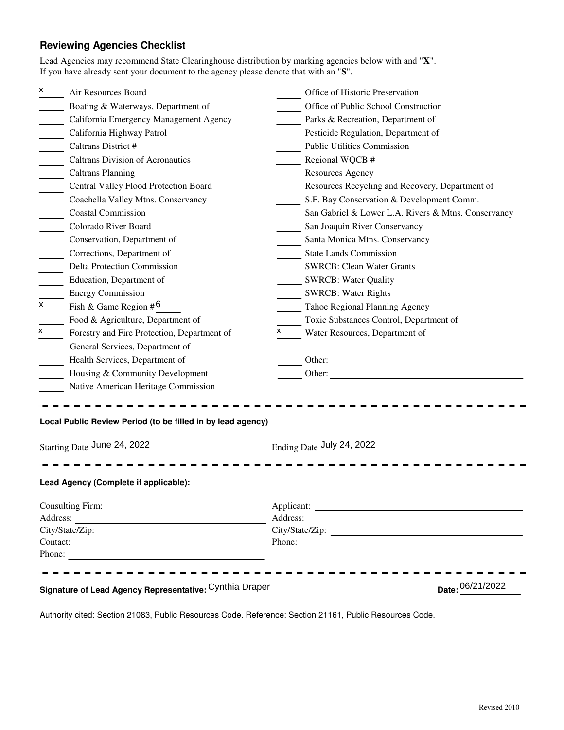## Reviewing Agencies Checklist

Lead Agencies may recommend State Clearinghouse distribution by marking agencies below with and "**X**".
If you have already sent your document to the agency please denote that with an "**S**".

| | | | |
|---|---|---|---|
| x | Air Resources Board | | Office of Historic Preservation |
| | Boating & Waterways, Department of | | Office of Public School Construction |
| | California Emergency Management Agency | | Parks & Recreation, Department of |
| | California Highway Patrol | | Pesticide Regulation, Department of |
| | Caltrans District # ____ | | Public Utilities Commission |
| | Caltrans Division of Aeronautics | | Regional WQCB # ____ |
| | Caltrans Planning | | Resources Agency |
| | Central Valley Flood Protection Board | | Resources Recycling and Recovery, Department of |
| | Coachella Valley Mtns. Conservancy | | S.F. Bay Conservation & Development Comm. |
| | Coastal Commission | | San Gabriel & Lower L.A. Rivers & Mtns. Conservancy |
| | Colorado River Board | | San Joaquin River Conservancy |
| | Conservation, Department of | | Santa Monica Mtns. Conservancy |
| | Corrections, Department of | | State Lands Commission |
| | Delta Protection Commission | | SWRCB: Clean Water Grants |
| | Education, Department of | | SWRCB: Water Quality |
| | Energy Commission | | SWRCB: Water Rights |
| x | Fish & Game Region # 6 | | Tahoe Regional Planning Agency |
| | Food & Agriculture, Department of | | Toxic Substances Control, Department of |
| x | Forestry and Fire Protection, Department of | x | Water Resources, Department of |
| | General Services, Department of | | |
| | Health Services, Department of | | Other: |
| | Housing & Community Development | | Other: |
| | Native American Heritage Commission | | |

---

**Local Public Review Period (to be filled in by lead agency)**

Starting Date June 24, 2022 Ending Date July 24, 2022

---

**Lead Agency (Complete if applicable):**

Consulting Firm:
Address:
City/State/Zip:
Contact:
Phone:

Applicant:
Address:
City/State/Zip:
Phone:

---

**Signature of Lead Agency Representative:** Cynthia Draper **Date:** 06/21/2022

Authority cited: Section 21083, Public Resources Code. Reference: Section 21161, Public Resources Code.

Revised 2010